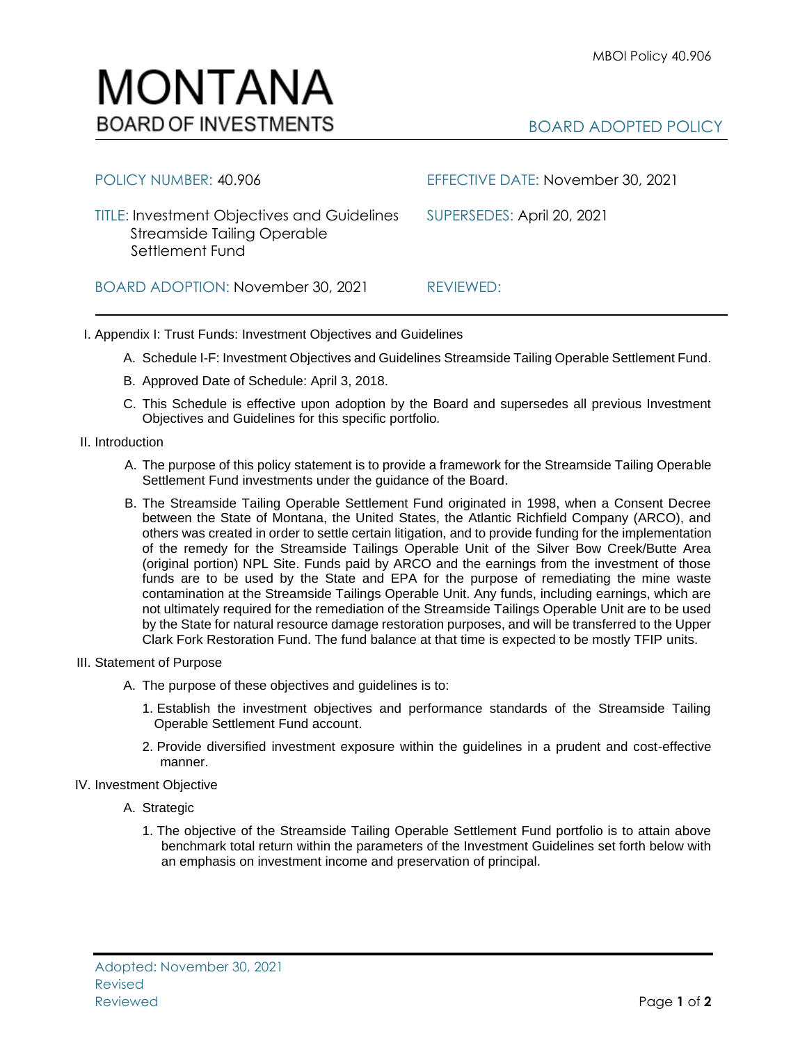# MONTANA
## BOARD OF INVESTMENTS

BOARD ADOPTED POLICY

| | |
|---|---|
| POLICY NUMBER: 40.906 | EFFECTIVE DATE: November 30, 2021 |
| TITLE: Investment Objectives and Guidelines Streamside Tailing Operable Settlement Fund | SUPERSEDES: April 20, 2021 |
| BOARD ADOPTION: November 30, 2021 | REVIEWED: |

I. Appendix I: Trust Funds: Investment Objectives and Guidelines

   A. Schedule I-F: Investment Objectives and Guidelines Streamside Tailing Operable Settlement Fund.

   B. Approved Date of Schedule: April 3, 2018.

   C. This Schedule is effective upon adoption by the Board and supersedes all previous Investment Objectives and Guidelines for this specific portfolio.

II. Introduction

   A. The purpose of this policy statement is to provide a framework for the Streamside Tailing Operable Settlement Fund investments under the guidance of the Board.

   B. The Streamside Tailing Operable Settlement Fund originated in 1998, when a Consent Decree between the State of Montana, the United States, the Atlantic Richfield Company (ARCO), and others was created in order to settle certain litigation, and to provide funding for the implementation of the remedy for the Streamside Tailings Operable Unit of the Silver Bow Creek/Butte Area (original portion) NPL Site. Funds paid by ARCO and the earnings from the investment of those funds are to be used by the State and EPA for the purpose of remediating the mine waste contamination at the Streamside Tailings Operable Unit. Any funds, including earnings, which are not ultimately required for the remediation of the Streamside Tailings Operable Unit are to be used by the State for natural resource damage restoration purposes, and will be transferred to the Upper Clark Fork Restoration Fund. The fund balance at that time is expected to be mostly TFIP units.

III. Statement of Purpose

   A. The purpose of these objectives and guidelines is to:

      1. Establish the investment objectives and performance standards of the Streamside Tailing Operable Settlement Fund account.

      2. Provide diversified investment exposure within the guidelines in a prudent and cost-effective manner.

IV. Investment Objective

   A. Strategic

      1. The objective of the Streamside Tailing Operable Settlement Fund portfolio is to attain above benchmark total return within the parameters of the Investment Guidelines set forth below with an emphasis on investment income and preservation of principal.

Adopted: November 30, 2021
Revised
Reviewed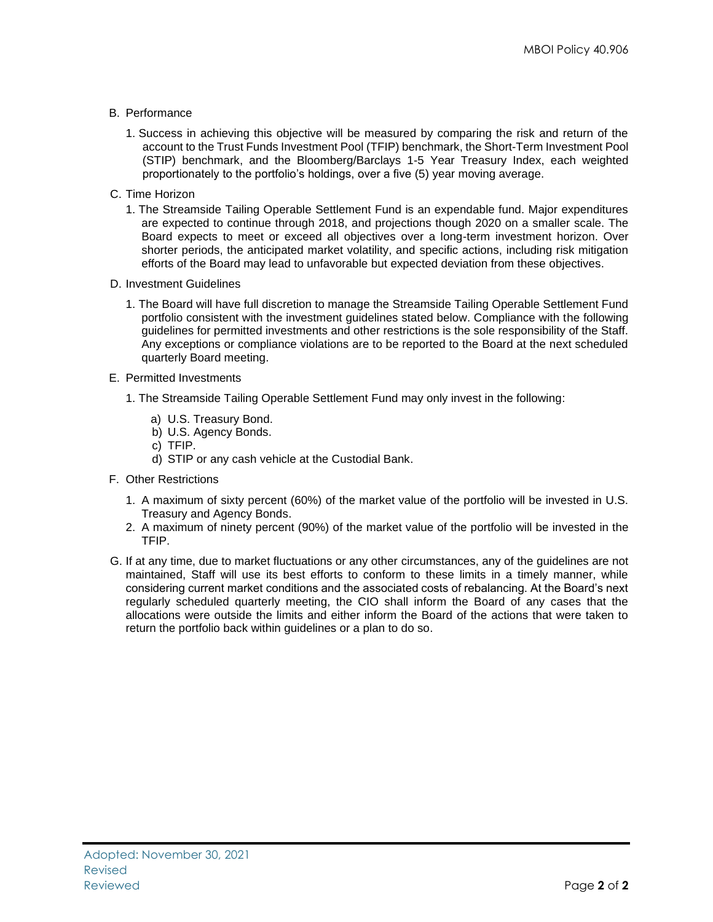B. Performance

1. Success in achieving this objective will be measured by comparing the risk and return of the account to the Trust Funds Investment Pool (TFIP) benchmark, the Short-Term Investment Pool (STIP) benchmark, and the Bloomberg/Barclays 1-5 Year Treasury Index, each weighted proportionately to the portfolio's holdings, over a five (5) year moving average.

C. Time Horizon

1. The Streamside Tailing Operable Settlement Fund is an expendable fund. Major expenditures are expected to continue through 2018, and projections though 2020 on a smaller scale. The Board expects to meet or exceed all objectives over a long-term investment horizon. Over shorter periods, the anticipated market volatility, and specific actions, including risk mitigation efforts of the Board may lead to unfavorable but expected deviation from these objectives.

D. Investment Guidelines

1. The Board will have full discretion to manage the Streamside Tailing Operable Settlement Fund portfolio consistent with the investment guidelines stated below. Compliance with the following guidelines for permitted investments and other restrictions is the sole responsibility of the Staff. Any exceptions or compliance violations are to be reported to the Board at the next scheduled quarterly Board meeting.

E. Permitted Investments

1. The Streamside Tailing Operable Settlement Fund may only invest in the following:

   a) U.S. Treasury Bond.
   b) U.S. Agency Bonds.
   c) TFIP.
   d) STIP or any cash vehicle at the Custodial Bank.

F. Other Restrictions

1. A maximum of sixty percent (60%) of the market value of the portfolio will be invested in U.S. Treasury and Agency Bonds.
2. A maximum of ninety percent (90%) of the market value of the portfolio will be invested in the TFIP.

G. If at any time, due to market fluctuations or any other circumstances, any of the guidelines are not maintained, Staff will use its best efforts to conform to these limits in a timely manner, while considering current market conditions and the associated costs of rebalancing. At the Board's next regularly scheduled quarterly meeting, the CIO shall inform the Board of any cases that the allocations were outside the limits and either inform the Board of the actions that were taken to return the portfolio back within guidelines or a plan to do so.

Adopted: November 30, 2021
Revised
Reviewed